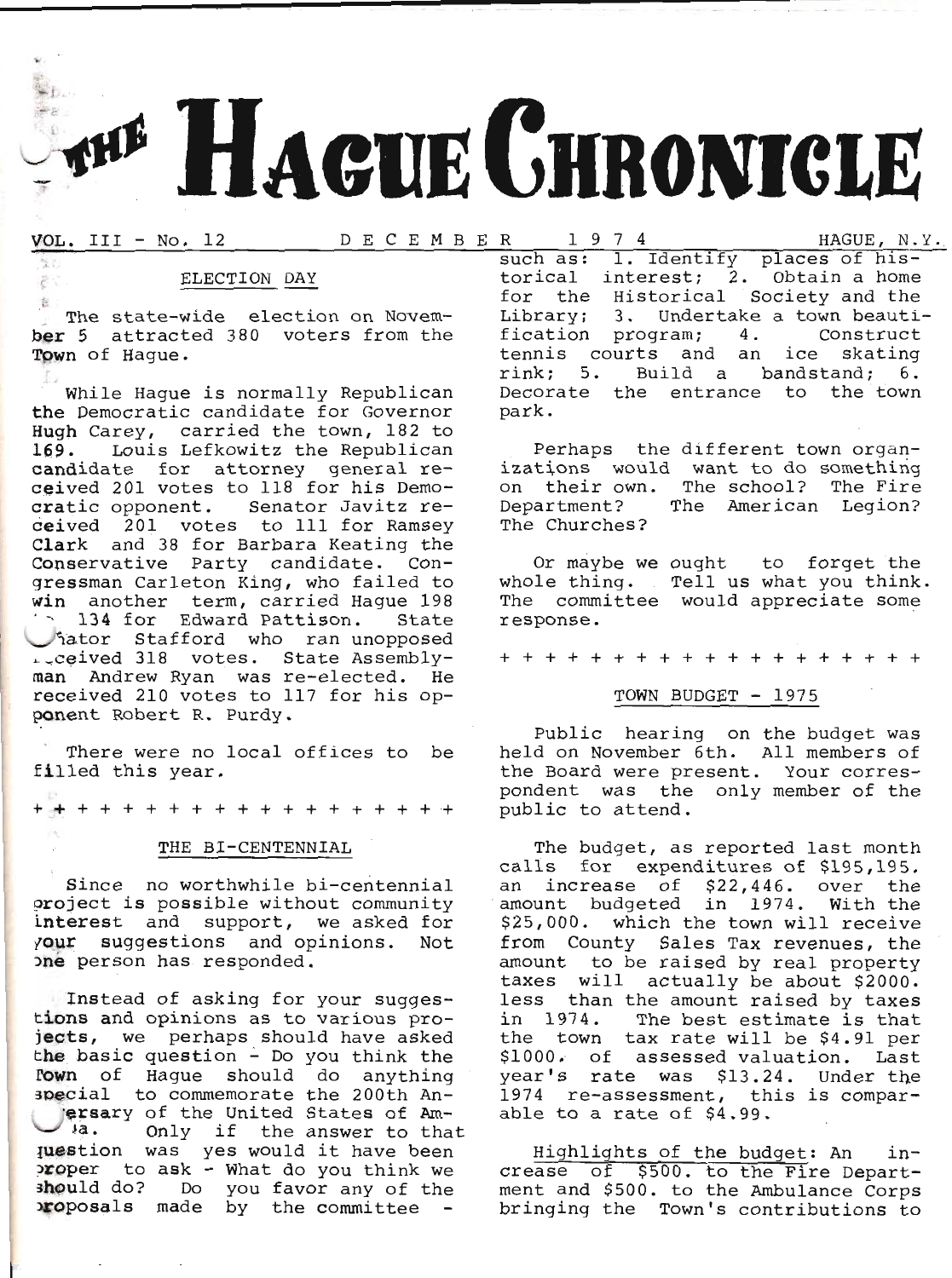# THE HAGUE CHRONICLE

VOL. III - No. 12 DECEMBER 1974 HAGUE, N.Y.

## ELECTION DAY

The state-wide election on November 5 attracted 380 voters from the Town of Hague.

While Hague is normally Republican the Democratic candidate for Governor Hugh Carey, carried the town, 182 to 169. Louis Lefkowitz the Republican candidate for attorney general received 201 votes to 118 for his Democratic opponent. Senator Javitz received 201 votes to 111 for Ramsey Clark and 38 for Barbara Keating the Conservative Party candidate. Congressman Carleton King, who failed to win another term, carried Hague 198 to 134 for Edward Pattison. State Senator Stafford who ran unopposed received 318 votes. State Assemblyman Andrew Ryan was re-elected. He received 210 votes to 117 for his opponent Robert R. Purdy.

There were no local offices to be filled this year.

+ + + + + + + + + + + + + + + + + + + +

## THE BI-CENTENNIAL

Since no worthwhile bi-centennial project is possible without community interest and support, we asked for your suggestions and opinions. Not one person has responded.

Instead of asking for your suggestions and opinions as to various projects, we perhaps should have asked the basic question - Do you think the Town of Hague should do anything special to commemorate the 200th Anniversary of the United States of America. Only if the answer to that question was yes would it have been proper to ask - What do you think we should do? Do you favor any of the proposals made by the committee - such as: 1. Identify places of historical interest; 2. Obtain a home for the Historical Society and the Library; 3. Undertake a town beautification program; 4. Construct tennis courts and an ice skating rink; 5. Build a bandstand; 6. Decorate the entrance to the town park.

Perhaps the different town organizations would want to do something on their own. The school? The Fire Department? The American Legion? The Churches?

Or maybe we ought to forget the whole thing. Tell us what you think. The committee would appreciate some response.

+ + + + + + + + + + + + + + + + + + + +

## TOWN BUDGET - 1975

Public hearing on the budget was held on November 6th. All members of the Board were present. Your correspondent was the only member of the public to attend.

The budget, as reported last month calls for expenditures of $195,195. an increase of $22,446. over the amount budgeted in 1974. With the $25,000. which the town will receive from County Sales Tax revenues, the amount to be raised by real property taxes will actually be about $2000. less than the amount raised by taxes in 1974. The best estimate is that the town tax rate will be $4.91 per $1000. of assessed valuation. Last year's rate was $13.24. Under the 1974 re-assessment, this is comparable to a rate of $4.99.

Highlights of the budget: An increase of $500. to the Fire Department and $500. to the Ambulance Corps bringing the Town's contributions to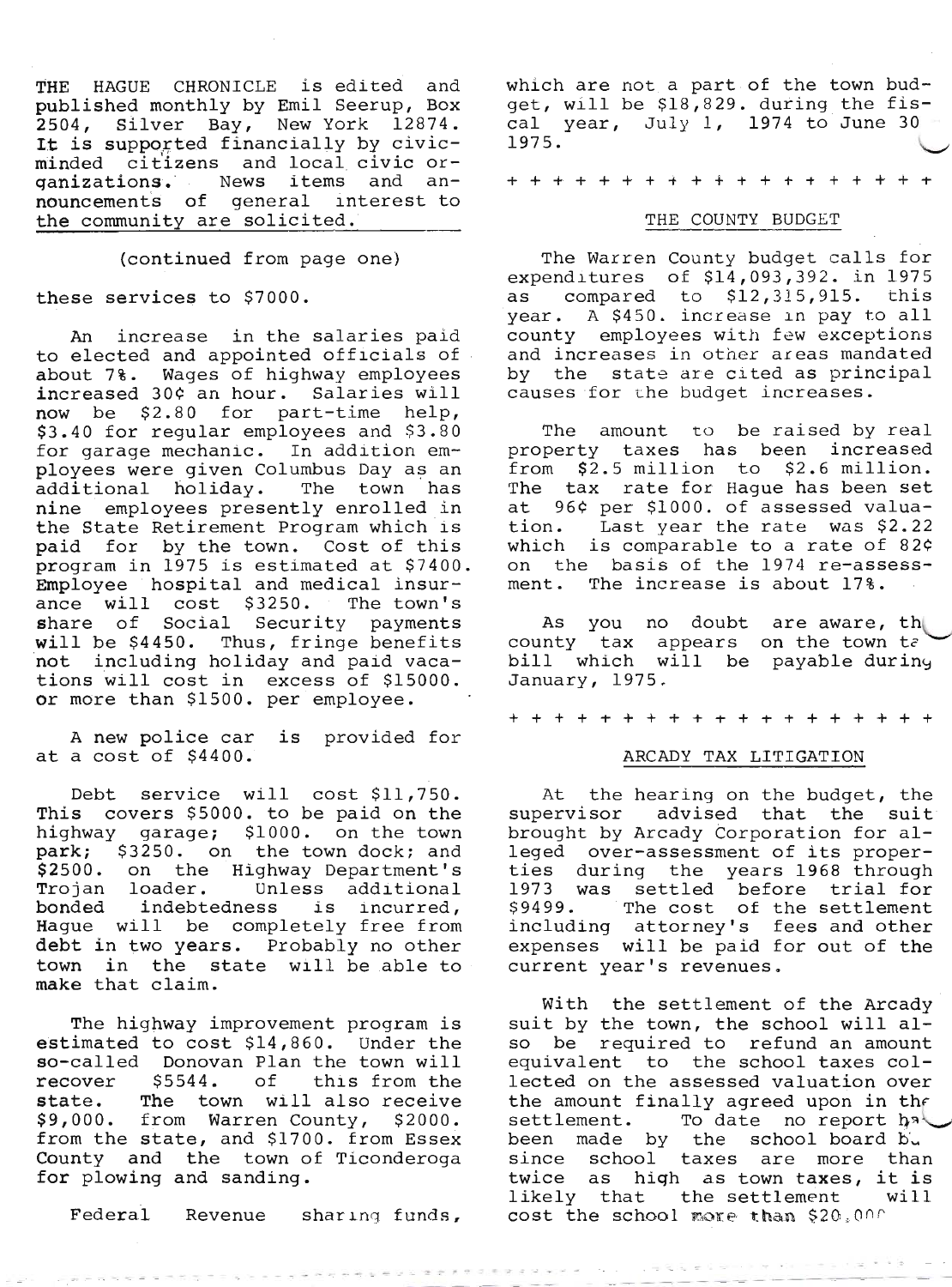THE HAGUE CHRONICLE is edited and published monthly by Emil Seerup, Box 2504, Silver Bay, New York 12874. It is supported financially by civic-minded citizens and local civic organizations. News items and announcements of general interest to the community are solicited.

(continued from page one)

these services to $7000.

An increase in the salaries paid to elected and appointed officials of about 7%. Wages of highway employees increased 30¢ an hour. Salaries will now be $2.80 for part-time help, $3.40 for regular employees and $3.80 for garage mechanic. In addition employees were given Columbus Day as an additional holiday. The town has nine employees presently enrolled in the State Retirement Program which is paid for by the town. Cost of this program in 1975 is estimated at $7400. Employee hospital and medical insurance will cost $3250. The town's share of Social Security payments will be $4450. Thus, fringe benefits not including holiday and paid vacations will cost in excess of $15000. or more than $1500. per employee.

A new police car is provided for at a cost of $4400.

Debt service will cost $11,750. This covers $5000. to be paid on the highway garage; $1000. on the town park; $3250. on the town dock; and $2500. on the Highway Department's Trojan loader. Unless additional bonded indebtedness is incurred, Hague will be completely free from debt in two years. Probably no other town in the state will be able to make that claim.

The highway improvement program is estimated to cost $14,860. Under the so-called Donovan Plan the town will recover $5544. of this from the state. The town will also receive $9,000. from Warren County, $2000. from the state, and $1700. from Essex County and the town of Ticonderoga for plowing and sanding.

Federal Revenue sharing funds, which are not a part of the town budget, will be $18,829. during the fiscal year, July 1, 1974 to June 30 1975.

\+ + + + + + + + + + + + + + + + + + +

## THE COUNTY BUDGET

The Warren County budget calls for expenditures of $14,093,392. in 1975 as compared to $12,315,915. this year. A $450. increase in pay to all county employees with few exceptions and increases in other areas mandated by the state are cited as principal causes for the budget increases.

The amount to be raised by real property taxes has been increased from $2.5 million to $2.6 million. The tax rate for Hague has been set at 96¢ per $1000. of assessed valuation. Last year the rate was $2.22 which is comparable to a rate of 82¢ on the basis of the 1974 re-assessment. The increase is about 17%.

As you no doubt are aware, the county tax appears on the town tax bill which will be payable during January, 1975.

\+ + + + + + + + + + + + + + + + + + +

## ARCADY TAX LITIGATION

At the hearing on the budget, the supervisor advised that the suit brought by Arcady Corporation for alleged over-assessment of its properties during the years 1968 through 1973 was settled before trial for $9499. The cost of the settlement including attorney's fees and other expenses will be paid for out of the current year's revenues.

With the settlement of the Arcady suit by the town, the school will also be required to refund an amount equivalent to the school taxes collected on the assessed valuation over the amount finally agreed upon in the settlement. To date no report has been made by the school board but since school taxes are more than twice as high as town taxes, it is likely that the settlement will cost the school more than $20,000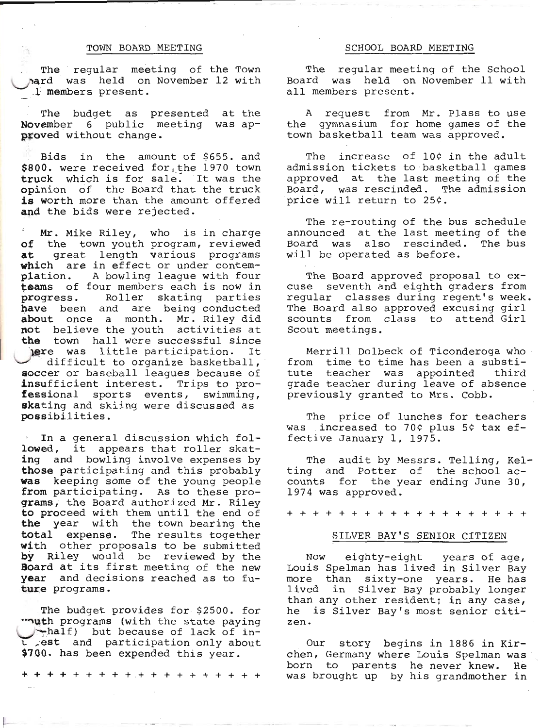## TOWN BOARD MEETING

The regular meeting of the Town Board was held on November 12 with all members present.

The budget as presented at the November 6 public meeting was approved without change.

Bids in the amount of $655. and $800. were received for the 1970 town truck which is for sale. It was the opinion of the Board that the truck is worth more than the amount offered and the bids were rejected.

Mr. Mike Riley, who is in charge of the town youth program, reviewed at great length various programs which are in effect or under contemplation. A bowling league with four teams of four members each is now in progress. Roller skating parties have been and are being conducted about once a month. Mr. Riley did not believe the youth activities at the town hall were successful since there was little participation. It is difficult to organize basketball, soccer or baseball leagues because of insufficient interest. Trips to professional sports events, swimming, skating and skiing were discussed as possibilities.

In a general discussion which followed, it appears that roller skating and bowling involve expenses by those participating and this probably was keeping some of the young people from participating. As to these programs, the Board authorized Mr. Riley to proceed with them until the end of the year with the town bearing the total expense. The results together with other proposals to be submitted by Riley would be reviewed by the Board at its first meeting of the new year and decisions reached as to future programs.

The budget provides for $2500. for youth programs (with the state paying one-half) but because of lack of interest and participation only about $700. has been expended this year.

+ + + + + + + + + + + + + + + + + + + +

## SCHOOL BOARD MEETING

The regular meeting of the School Board was held on November 11 with all members present.

A request from Mr. Plass to use the gymnasium for home games of the town basketball team was approved.

The increase of 10¢ in the adult admission tickets to basketball games approved at the last meeting of the Board, was rescinded. The admission price will return to 25¢.

The re-routing of the bus schedule announced at the last meeting of the Board was also rescinded. The bus will be operated as before.

The Board approved proposal to excuse seventh and eighth graders from regular classes during regent's week. The Board also approved excusing girl scounts from class to attend Girl Scout meetings.

Merrill Dolbeck of Ticonderoga who from time to time has been a substitute teacher was appointed third grade teacher during leave of absence previously granted to Mrs. Cobb.

The price of lunches for teachers was increased to 70¢ plus 5¢ tax effective January 1, 1975.

The audit by Messrs. Telling, Kelting and Potter of the school accounts for the year ending June 30, 1974 was approved.

+ + + + + + + + + + + + + + + + + + + +

## SILVER BAY'S SENIOR CITIZEN

Now eighty-eight years of age, Louis Spelman has lived in Silver Bay more than sixty-one years. He has lived in Silver Bay probably longer than any other resident; in any case, he is Silver Bay's most senior citizen.

Our story begins in 1886 in Kirchen, Germany where Louis Spelman was born to parents he never knew. He was brought up by his grandmother in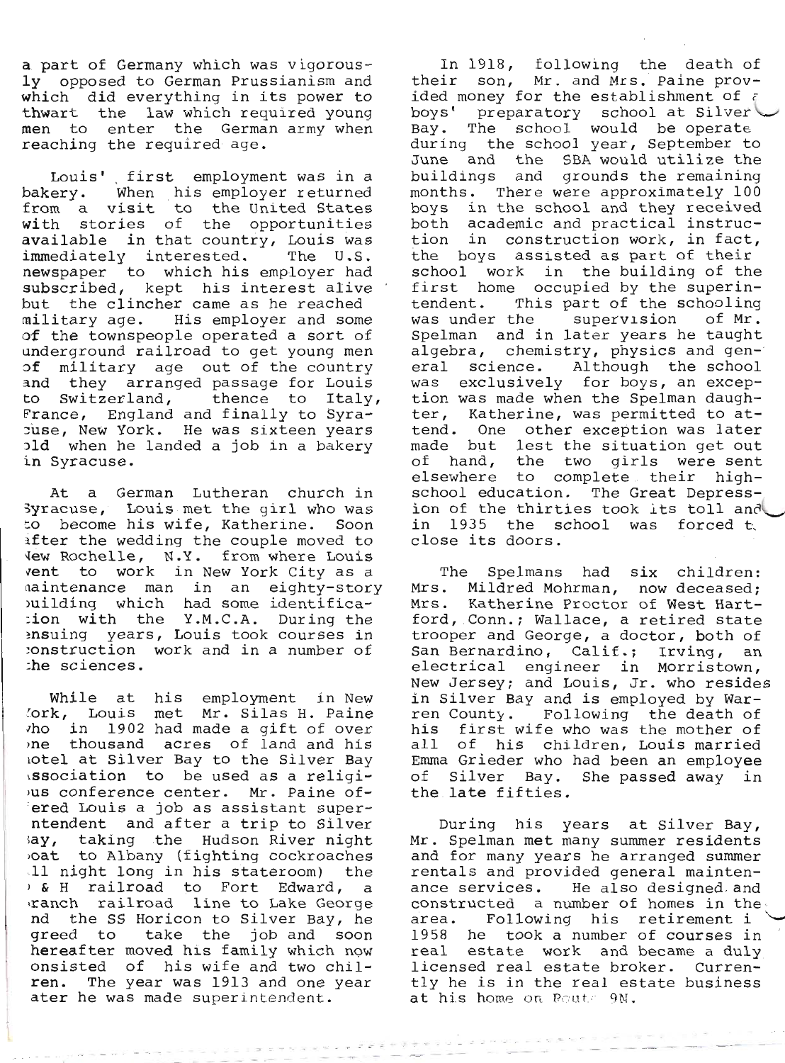a part of Germany which was vigorously opposed to German Prussianism and which did everything in its power to thwart the law which required young men to enter the German army when reaching the required age.

Louis' first employment was in a bakery. When his employer returned from a visit to the United States with stories of the opportunities available in that country, Louis was immediately interested. The U.S. newspaper to which his employer had subscribed, kept his interest alive but the clincher came as he reached military age. His employer and some of the townspeople operated a sort of underground railroad to get young men of military age out of the country and they arranged passage for Louis to Switzerland, thence to Italy, France, England and finally to Syracuse, New York. He was sixteen years old when he landed a job in a bakery in Syracuse.

At a German Lutheran church in Syracuse, Louis met the girl who was to become his wife, Katherine. Soon after the wedding the couple moved to New Rochelle, N.Y. from where Louis went to work in New York City as a maintenance man in an eighty-story building which had some identification with the Y.M.C.A. During the ensuing years, Louis took courses in construction work and in a number of the sciences.

While at his employment in New York, Louis met Mr. Silas H. Paine who in 1902 had made a gift of over one thousand acres of land and his hotel at Silver Bay to the Silver Bay Association to be used as a religious conference center. Mr. Paine offered Louis a job as assistant superintendent and after a trip to Silver Bay, taking the Hudson River night boat to Albany (fighting cockroaches all night long in his stateroom) the D & H railroad to Fort Edward, a branch railroad line to Lake George and the SS Horicon to Silver Bay, he agreed to take the job and soon thereafter moved his family which now consisted of his wife and two children. The year was 1913 and one year later he was made superintendent.

In 1918, following the death of their son, Mr. and Mrs. Paine provided money for the establishment of a boys' preparatory school at Silver Bay. The school would be operate during the school year, September to June and the SBA would utilize the buildings and grounds the remaining months. There were approximately 100 boys in the school and they received both academic and practical instruction in construction work, in fact, the boys assisted as part of their school work in the building of the first home occupied by the superintendent. This part of the schooling was under the supervision of Mr. Spelman and in later years he taught algebra, chemistry, physics and general science. Although the school was exclusively for boys, an exception was made when the Spelman daughter, Katherine, was permitted to attend. One other exception was later made but lest the situation get out of hand, the two girls were sent elsewhere to complete their high-school education. The Great Depression of the thirties took its toll and in 1935 the school was forced to close its doors.

The Spelmans had six children: Mrs. Mildred Mohrman, now deceased; Mrs. Katherine Proctor of West Hartford, Conn.; Wallace, a retired state trooper and George, a doctor, both of San Bernardino, Calif.; Irving, an electrical engineer in Morristown, New Jersey; and Louis, Jr. who resides in Silver Bay and is employed by Warren County. Following the death of his first wife who was the mother of all of his children, Louis married Emma Grieder who had been an employee of Silver Bay. She passed away in the late fifties.

During his years at Silver Bay, Mr. Spelman met many summer residents and for many years he arranged summer rentals and provided general maintenance services. He also designed and constructed a number of homes in the area. Following his retirement in 1958 he took a number of courses in real estate work and became a duly licensed real estate broker. Currently he is in the real estate business at his home on Route 9N.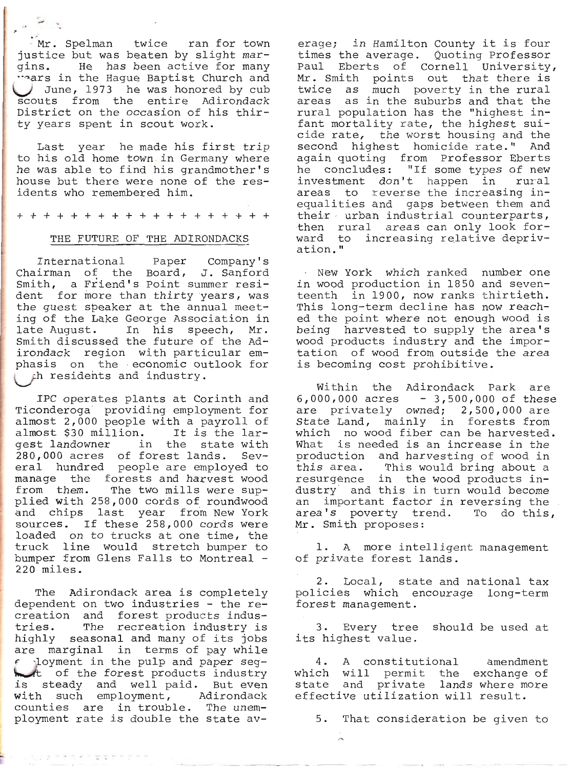Mr. Spelman twice ran for town justice but was beaten by slight margins. He has been active for many years in the Hague Baptist Church and June, 1973 he was honored by cub scouts from the entire Adirondack District on the occasion of his thirty years spent in scout work.

Last year he made his first trip to his old home town in Germany where he was able to find his grandmother's house but there were none of the residents who remembered him.

+ + + + + + + + + + + + + + + + + + + +

## THE FUTURE OF THE ADIRONDACKS

International Paper Company's Chairman of the Board, J. Sanford Smith, a Friend's Point summer resident for more than thirty years, was the guest speaker at the annual meeting of the Lake George Association in late August. In his speech, Mr. Smith discussed the future of the Adirondack region with particular emphasis on the economic outlook for both residents and industry.

IPC operates plants at Corinth and Ticonderoga providing employment for almost 2,000 people with a payroll of almost $30 million. It is the largest landowner in the state with 280,000 acres of forest lands. Several hundred people are employed to manage the forests and harvest wood from them. The two mills were supplied with 258,000 cords of roundwood and chips last year from New York sources. If these 258,000 cords were loaded on to trucks at one time, the truck line would stretch bumper to bumper from Glens Falls to Montreal - 220 miles.

The Adirondack area is completely dependent on two industries - the recreation and forest products industries. The recreation industry is highly seasonal and many of its jobs are marginal in terms of pay while employment in the pulp and paper segment of the forest products industry is steady and well paid. But even with such employment, Adirondack counties are in trouble. The unemployment rate is double the state average; in Hamilton County it is four times the average. Quoting Professor Paul Eberts of Cornell University, Mr. Smith points out that there is twice as much poverty in the rural areas as in the suburbs and that the rural population has the "highest infant mortality rate, the highest suicide rate, the worst housing and the second highest homicide rate." And again quoting from Professor Eberts he concludes: "If some types of new investment don't happen in rural areas to reverse the increasing inequalities and gaps between them and their urban industrial counterparts, then rural areas can only look forward to increasing relative deprivation."

New York which ranked number one in wood production in 1850 and seventeenth in 1900, now ranks thirtieth. This long-term decline has now reached the point where not enough wood is being harvested to supply the area's wood products industry and the importation of wood from outside the area is becoming cost prohibitive.

Within the Adirondack Park are 6,000,000 acres - 3,500,000 of these are privately owned; 2,500,000 are State Land, mainly in forests from which no wood fiber can be harvested. What is needed is an increase in the production and harvesting of wood in this area. This would bring about a resurgence in the wood products industry and this in turn would become an important factor in reversing the area's poverty trend. To do this, Mr. Smith proposes:

1. A more intelligent management of private forest lands.

2. Local, state and national tax policies which encourage long-term forest management.

3. Every tree should be used at its highest value.

4. A constitutional amendment which will permit the exchange of state and private lands where more effective utilization will result.

5. That consideration be given to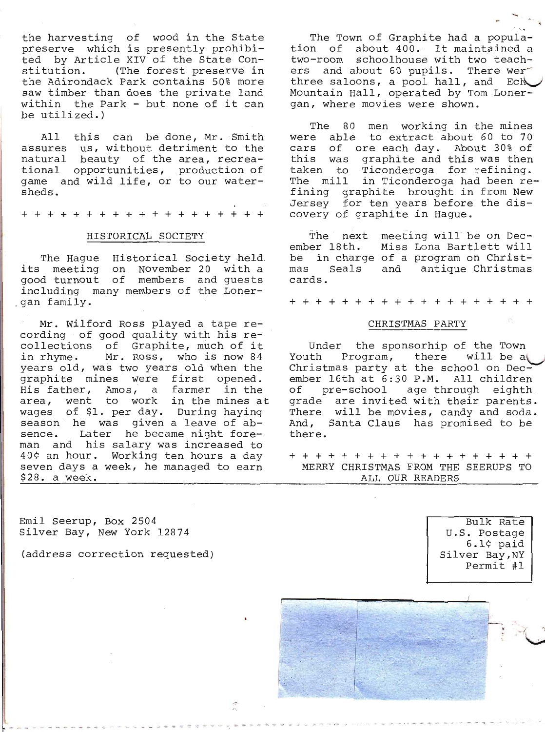the harvesting of wood in the State preserve which is presently prohibited by Article XIV of the State Constitution. (The forest preserve in the Adirondack Park contains 50% more saw timber than does the private land within the Park - but none of it can be utilized.)

All this can be done, Mr. Smith assures us, without detriment to the natural beauty of the area, recreational opportunities, production of game and wild life, or to our watersheds.

+ + + + + + + + + + + + + + + + + + + +

## HISTORICAL SOCIETY

The Hague Historical Society held its meeting on November 20 with a good turnout of members and guests including many members of the Lonergan family.

Mr. Wilford Ross played a tape recording of good quality with his recollections of Graphite, much of it in rhyme. Mr. Ross, who is now 84 years old, was two years old when the graphite mines were first opened. His father, Amos, a farmer in the area, went to work in the mines at wages of $1. per day. During haying season he was given a leave of absence. Later he became night foreman and his salary was increased to 40¢ an hour. Working ten hours a day seven days a week, he managed to earn $28. a week.

The Town of Graphite had a population of about 400. It maintained a two-room schoolhouse with two teachers and about 60 pupils. There were three saloons, a pool hall, and Echo Mountain Hall, operated by Tom Lonergan, where movies were shown.

The 80 men working in the mines were able to extract about 60 to 70 cars of ore each day. About 30% of this was graphite and this was then taken to Ticonderoga for refining. The mill in Ticonderoga had been refining graphite brought in from New Jersey for ten years before the discovery of graphite in Hague.

The next meeting will be on December 18th. Miss Lona Bartlett will be in charge of a program on Christmas Seals and antique Christmas cards.

+ + + + + + + + + + + + + + + + + + + +

## CHRISTMAS PARTY

Under the sponsorhip of the Town Youth Program, there will be a Christmas party at the school on December 16th at 6:30 P.M. All children of pre-school age through eighth grade are invited with their parents. There will be movies, candy and soda. And, Santa Claus has promised to be there.

+ + + + + + + + + + + + + + + + + + + +

MERRY CHRISTMAS FROM THE SEERUPS TO ALL OUR READERS

Emil Seerup, Box 2504
Silver Bay, New York 12874

(address correction requested)

Bulk Rate
U.S. Postage
6.1¢ paid
Silver Bay,NY
Permit #1